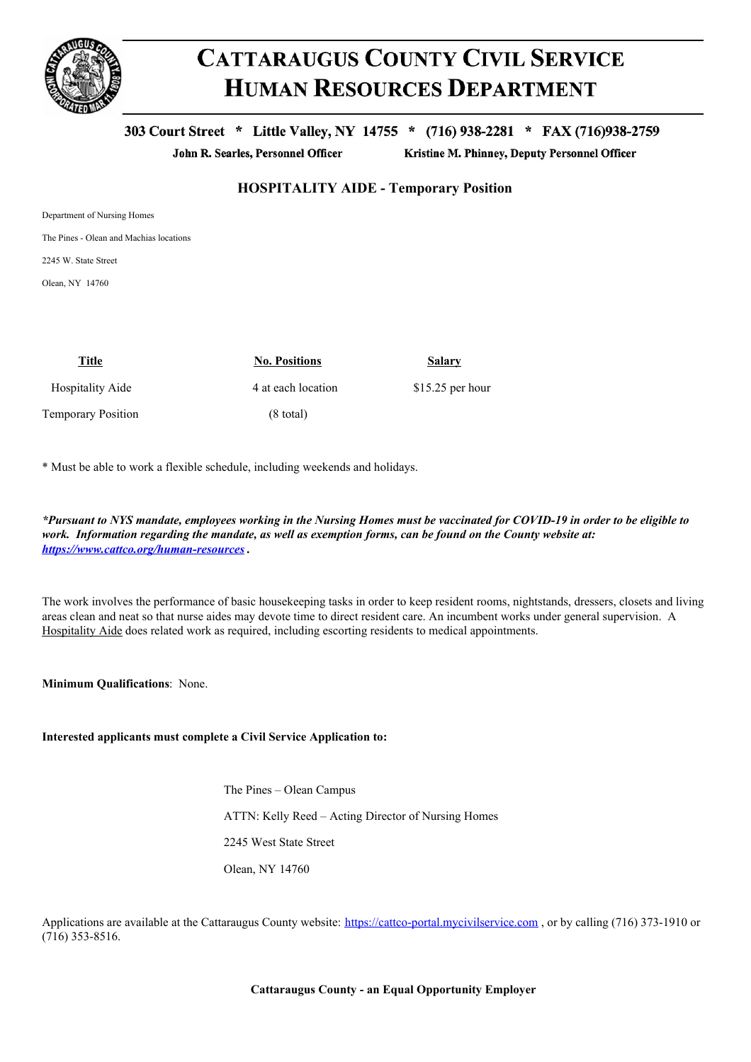# CATTARAUGUS COUNTY CIVIL SERVICE HUMAN RESOURCES DEPARTMENT

**303 Court Street * Little Valley, NY 14755 * (716) 938-2281 * FAX (716)938-2759**

**John R. Searles, Personnel Officer** **Kristine M. Phinney, Deputy Personnel Officer**

## HOSPITALITY AIDE - Temporary Position

Department of Nursing Homes

The Pines - Olean and Machias locations

2245 W. State Street

Olean, NY 14760

| Title | No. Positions | Salary |
|---|---|---|
| Hospitality Aide | 4 at each location | $15.25 per hour |
| Temporary Position | (8 total) | |

* Must be able to work a flexible schedule, including weekends and holidays.

***Pursuant to NYS mandate, employees working in the Nursing Homes must be vaccinated for COVID-19 in order to be eligible to work. Information regarding the mandate, as well as exemption forms, can be found on the County website at: https://www.cattco.org/human-resources .***

The work involves the performance of basic housekeeping tasks in order to keep resident rooms, nightstands, dressers, closets and living areas clean and neat so that nurse aides may devote time to direct resident care. An incumbent works under general supervision. A Hospitality Aide does related work as required, including escorting residents to medical appointments.

**Minimum Qualifications**: None.

**Interested applicants must complete a Civil Service Application to:**

The Pines – Olean Campus

ATTN: Kelly Reed – Acting Director of Nursing Homes

2245 West State Street

Olean, NY 14760

Applications are available at the Cattaraugus County website: https://cattco-portal.mycivilservice.com , or by calling (716) 373-1910 or (716) 353-8516.

**Cattaraugus County - an Equal Opportunity Employer**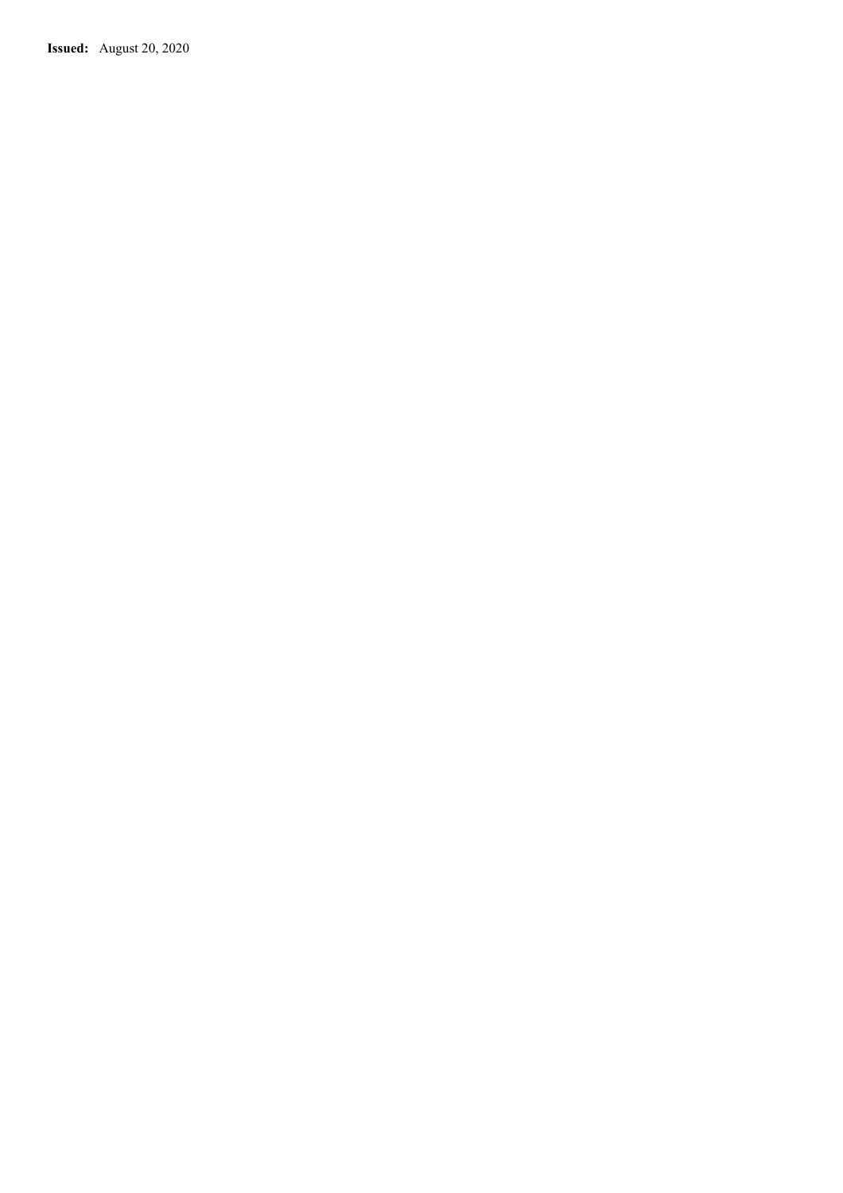**Issued:** August 20, 2020